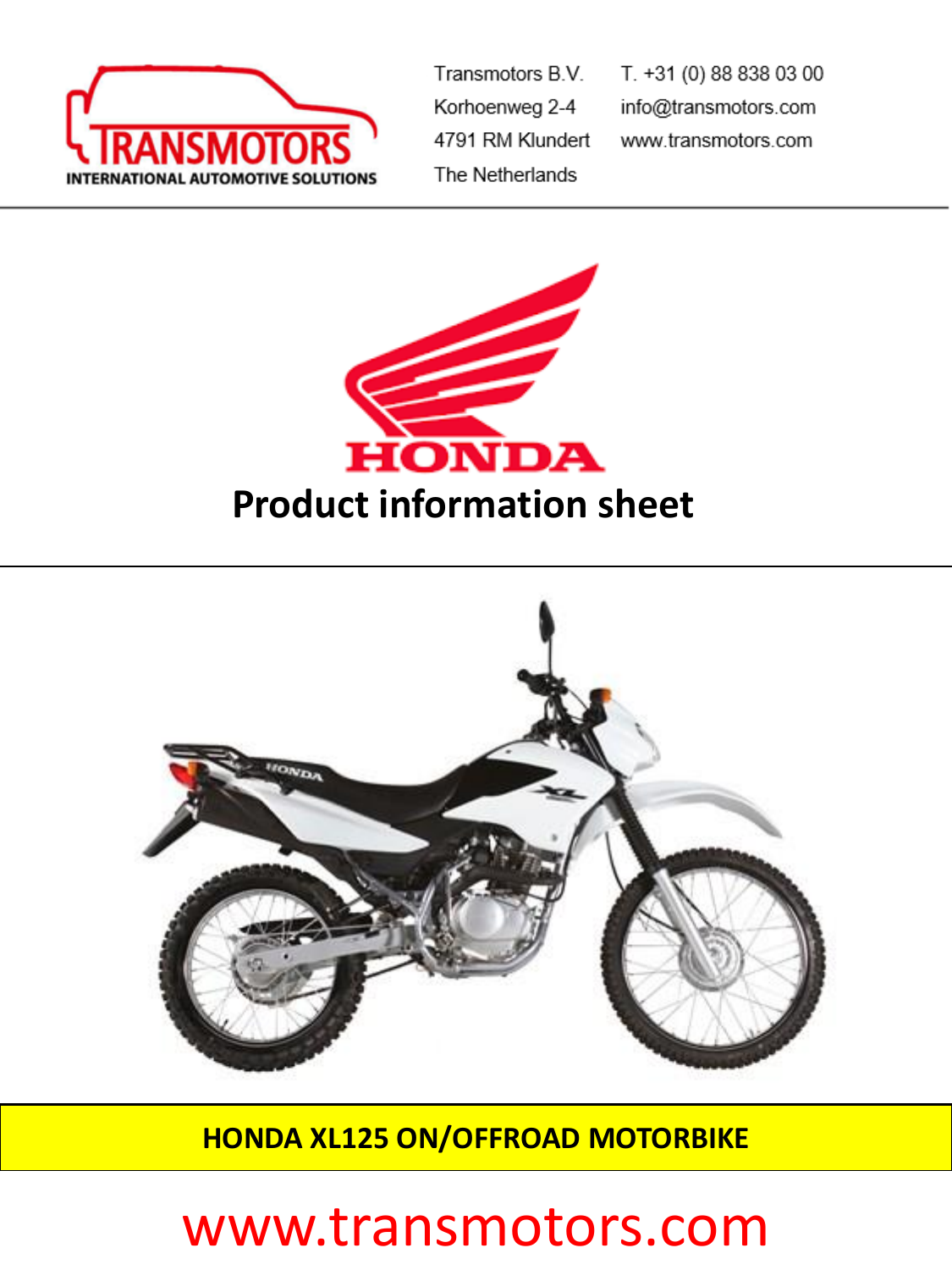Transmotors B.V.
Korhoenweg 2-4
4791 RM Klundert
The Netherlands

T. +31 (0) 88 838 03 00
info@transmotors.com
www.transmotors.com

# Product information sheet

## HONDA XL125 ON/OFFROAD MOTORBIKE

www.transmotors.com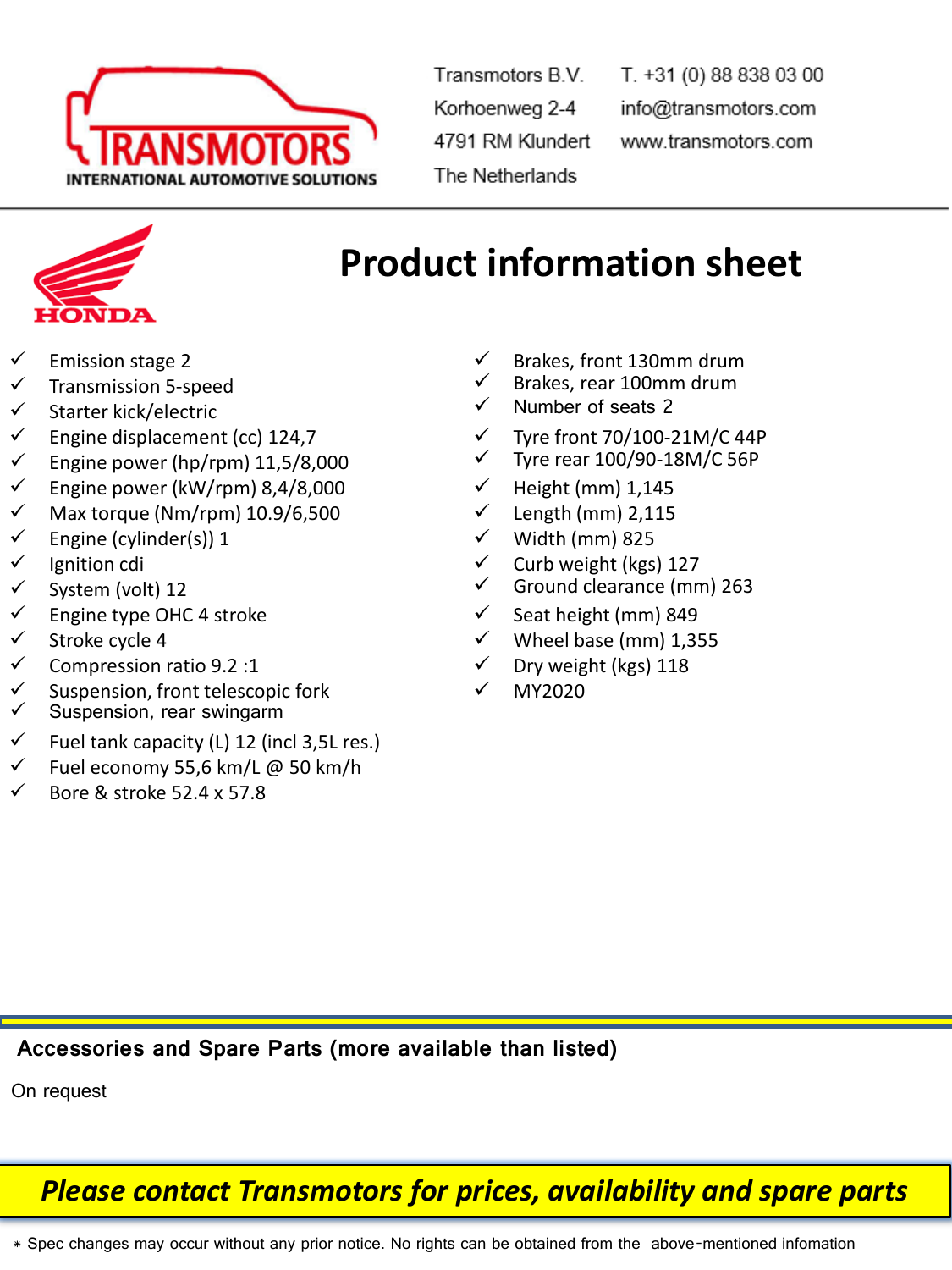TRANSMOTORS
INTERNATIONAL AUTOMOTIVE SOLUTIONS

Transmotors B.V.
Korhoenweg 2-4
4791 RM Klundert
The Netherlands

T. +31 (0) 88 838 03 00
info@transmotors.com
www.transmotors.com

HONDA

# Product information sheet

- ✓ Emission stage 2
- ✓ Transmission 5-speed
- ✓ Starter kick/electric
- ✓ Engine displacement (cc) 124,7
- ✓ Engine power (hp/rpm) 11,5/8,000
- ✓ Engine power (kW/rpm) 8,4/8,000
- ✓ Max torque (Nm/rpm) 10.9/6,500
- ✓ Engine (cylinder(s)) 1
- ✓ Ignition cdi
- ✓ System (volt) 12
- ✓ Engine type OHC 4 stroke
- ✓ Stroke cycle 4
- ✓ Compression ratio 9.2 :1
- ✓ Suspension, front telescopic fork
- ✓ Suspension, rear swingarm
- ✓ Fuel tank capacity (L) 12 (incl 3,5L res.)
- ✓ Fuel economy 55,6 km/L @ 50 km/h
- ✓ Bore & stroke 52.4 x 57.8
- ✓ Brakes, front 130mm drum
- ✓ Brakes, rear 100mm drum
- ✓ Number of seats 2
- ✓ Tyre front 70/100-21M/C 44P
- ✓ Tyre rear 100/90-18M/C 56P
- ✓ Height (mm) 1,145
- ✓ Length (mm) 2,115
- ✓ Width (mm) 825
- ✓ Curb weight (kgs) 127
- ✓ Ground clearance (mm) 263
- ✓ Seat height (mm) 849
- ✓ Wheel base (mm) 1,355
- ✓ Dry weight (kgs) 118
- ✓ MY2020

## Accessories and Spare Parts (more available than listed)

On request

***Please contact Transmotors for prices, availability and spare parts***

* Spec changes may occur without any prior notice. No rights can be obtained from the above-mentioned infomation